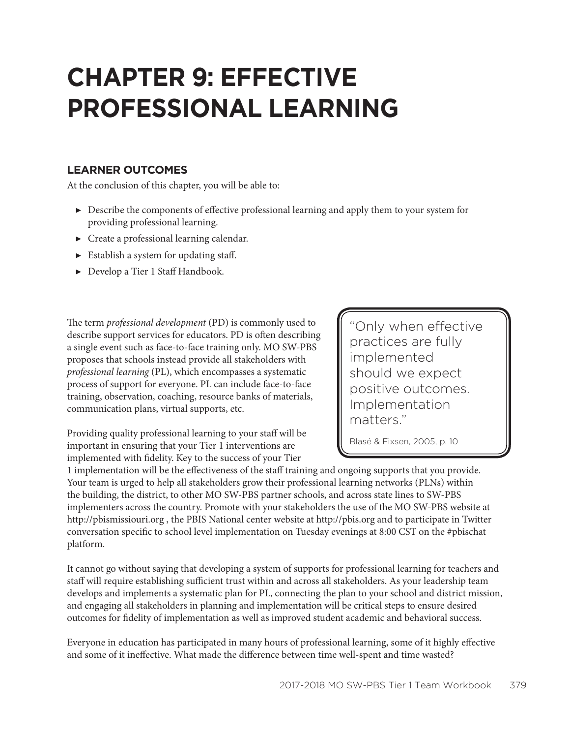# CHAPTER 9: EFFECTIVE PROFESSIONAL LEARNING

## LEARNER OUTCOMES

At the conclusion of this chapter, you will be able to:

- Describe the components of effective professional learning and apply them to your system for providing professional learning.
- Create a professional learning calendar.
- Establish a system for updating staff.
- Develop a Tier 1 Staff Handbook.

> "Only when effective practices are fully implemented should we expect positive outcomes. Implementation matters."
>
> Blasé & Fixsen, 2005, p. 10

The term *professional development* (PD) is commonly used to describe support services for educators. PD is often describing a single event such as face-to-face training only. MO SW-PBS proposes that schools instead provide all stakeholders with *professional learning* (PL), which encompasses a systematic process of support for everyone. PL can include face-to-face training, observation, coaching, resource banks of materials, communication plans, virtual supports, etc.

Providing quality professional learning to your staff will be important in ensuring that your Tier 1 interventions are implemented with fidelity. Key to the success of your Tier 1 implementation will be the effectiveness of the staff training and ongoing supports that you provide. Your team is urged to help all stakeholders grow their professional learning networks (PLNs) within the building, the district, to other MO SW-PBS partner schools, and across state lines to SW-PBS implementers across the country. Promote with your stakeholders the use of the MO SW-PBS website at http://pbismissouri.org , the PBIS National center website at http://pbis.org and to participate in Twitter conversation specific to school level implementation on Tuesday evenings at 8:00 CST on the #pbischat platform.

It cannot go without saying that developing a system of supports for professional learning for teachers and staff will require establishing sufficient trust within and across all stakeholders. As your leadership team develops and implements a systematic plan for PL, connecting the plan to your school and district mission, and engaging all stakeholders in planning and implementation will be critical steps to ensure desired outcomes for fidelity of implementation as well as improved student academic and behavioral success.

Everyone in education has participated in many hours of professional learning, some of it highly effective and some of it ineffective. What made the difference between time well-spent and time wasted?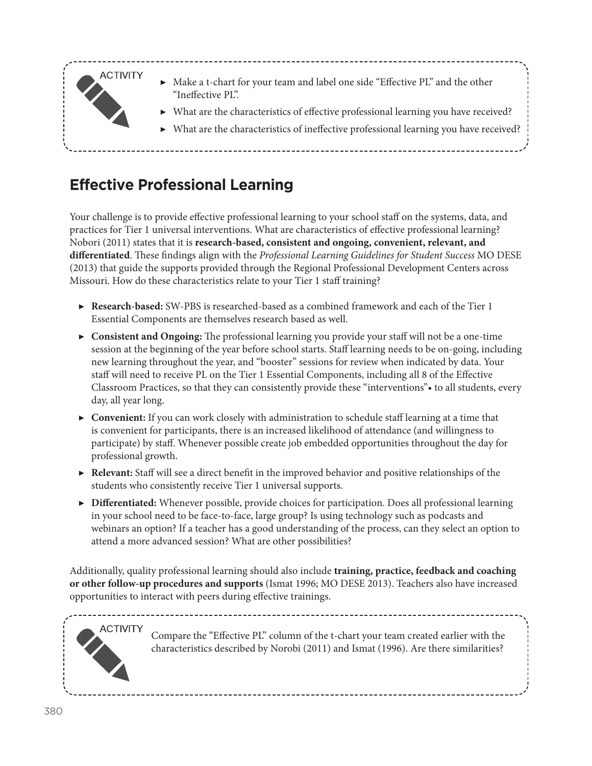ACTIVITY

- Make a t-chart for your team and label one side “Effective PL” and the other “Ineffective PL”.
- What are the characteristics of effective professional learning you have received?
- What are the characteristics of ineffective professional learning you have received?

## Effective Professional Learning

Your challenge is to provide effective professional learning to your school staff on the systems, data, and practices for Tier 1 universal interventions. What are characteristics of effective professional learning? Nobori (2011) states that it is **research-based, consistent and ongoing, convenient, relevant, and differentiated**. These findings align with the *Professional Learning Guidelines for Student Success* MO DESE (2013) that guide the supports provided through the Regional Professional Development Centers across Missouri. How do these characteristics relate to your Tier 1 staff training?

- **Research-based:** SW-PBS is researched-based as a combined framework and each of the Tier 1 Essential Components are themselves research based as well.
- **Consistent and Ongoing:** The professional learning you provide your staff will not be a one-time session at the beginning of the year before school starts. Staff learning needs to be on-going, including new learning throughout the year, and “booster” sessions for review when indicated by data. Your staff will need to receive PL on the Tier 1 Essential Components, including all 8 of the Effective Classroom Practices, so that they can consistently provide these “interventions”• to all students, every day, all year long.
- **Convenient:** If you can work closely with administration to schedule staff learning at a time that is convenient for participants, there is an increased likelihood of attendance (and willingness to participate) by staff. Whenever possible create job embedded opportunities throughout the day for professional growth.
- **Relevant:** Staff will see a direct benefit in the improved behavior and positive relationships of the students who consistently receive Tier 1 universal supports.
- **Differentiated:** Whenever possible, provide choices for participation. Does all professional learning in your school need to be face-to-face, large group? Is using technology such as podcasts and webinars an option? If a teacher has a good understanding of the process, can they select an option to attend a more advanced session? What are other possibilities?

Additionally, quality professional learning should also include **training, practice, feedback and coaching or other follow-up procedures and supports** (Ismat 1996; MO DESE 2013). Teachers also have increased opportunities to interact with peers during effective trainings.

ACTIVITY

Compare the “Effective PL” column of the t-chart your team created earlier with the characteristics described by Norobi (2011) and Ismat (1996). Are there similarities?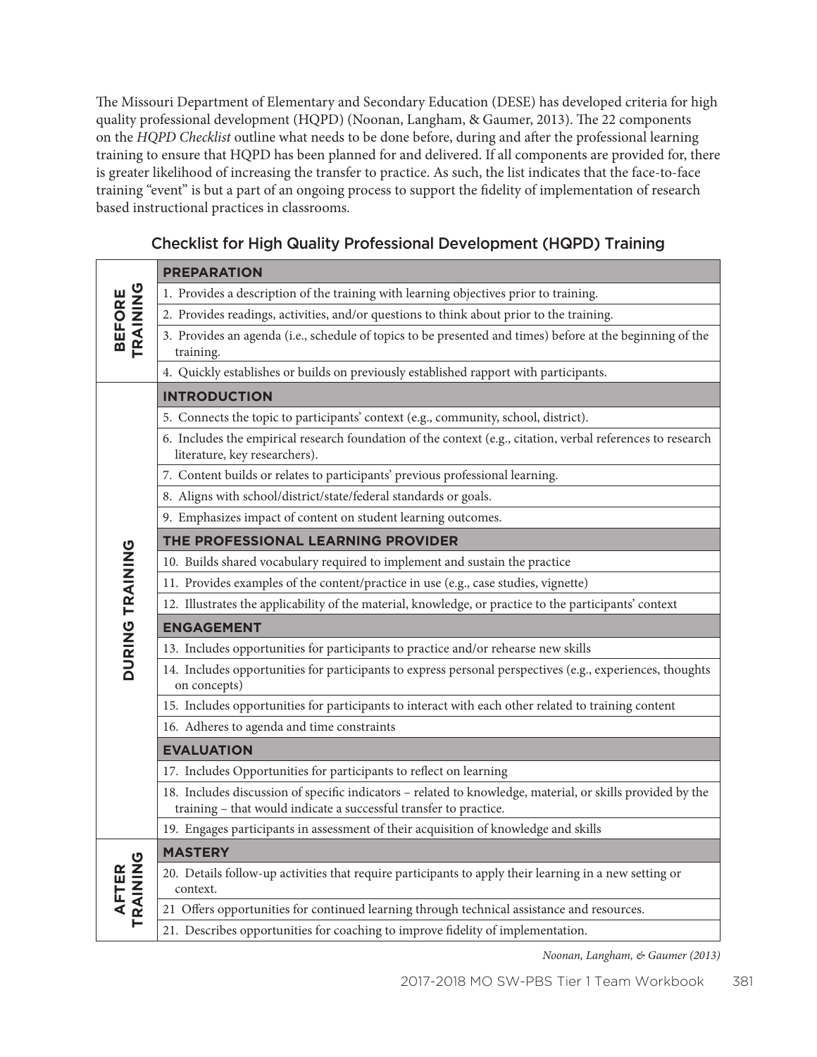The Missouri Department of Elementary and Secondary Education (DESE) has developed criteria for high quality professional development (HQPD) (Noonan, Langham, & Gaumer, 2013). The 22 components on the *HQPD Checklist* outline what needs to be done before, during and after the professional learning training to ensure that HQPD has been planned for and delivered. If all components are provided for, there is greater likelihood of increasing the transfer to practice. As such, the list indicates that the face-to-face training "event" is but a part of an ongoing process to support the fidelity of implementation of research based instructional practices in classrooms.

## Checklist for High Quality Professional Development (HQPD) Training

| | |
|---|---|
| **BEFORE TRAINING** | **PREPARATION** |
| | 1. Provides a description of the training with learning objectives prior to training. |
| | 2. Provides readings, activities, and/or questions to think about prior to the training. |
| | 3. Provides an agenda (i.e., schedule of topics to be presented and times) before at the beginning of the training. |
| | 4. Quickly establishes or builds on previously established rapport with participants. |
| **DURING TRAINING** | **INTRODUCTION** |
| | 5. Connects the topic to participants' context (e.g., community, school, district). |
| | 6. Includes the empirical research foundation of the context (e.g., citation, verbal references to research literature, key researchers). |
| | 7. Content builds or relates to participants' previous professional learning. |
| | 8. Aligns with school/district/state/federal standards or goals. |
| | 9. Emphasizes impact of content on student learning outcomes. |
| | **THE PROFESSIONAL LEARNING PROVIDER** |
| | 10. Builds shared vocabulary required to implement and sustain the practice |
| | 11. Provides examples of the content/practice in use (e.g., case studies, vignette) |
| | 12. Illustrates the applicability of the material, knowledge, or practice to the participants' context |
| | **ENGAGEMENT** |
| | 13. Includes opportunities for participants to practice and/or rehearse new skills |
| | 14. Includes opportunities for participants to express personal perspectives (e.g., experiences, thoughts on concepts) |
| | 15. Includes opportunities for participants to interact with each other related to training content |
| | 16. Adheres to agenda and time constraints |
| | **EVALUATION** |
| | 17. Includes Opportunities for participants to reflect on learning |
| | 18. Includes discussion of specific indicators – related to knowledge, material, or skills provided by the training – that would indicate a successful transfer to practice. |
| | 19. Engages participants in assessment of their acquisition of knowledge and skills |
| **AFTER TRAINING** | **MASTERY** |
| | 20. Details follow-up activities that require participants to apply their learning in a new setting or context. |
| | 21 Offers opportunities for continued learning through technical assistance and resources. |
| | 21. Describes opportunities for coaching to improve fidelity of implementation. |

*Noonan, Langham, & Gaumer (2013)*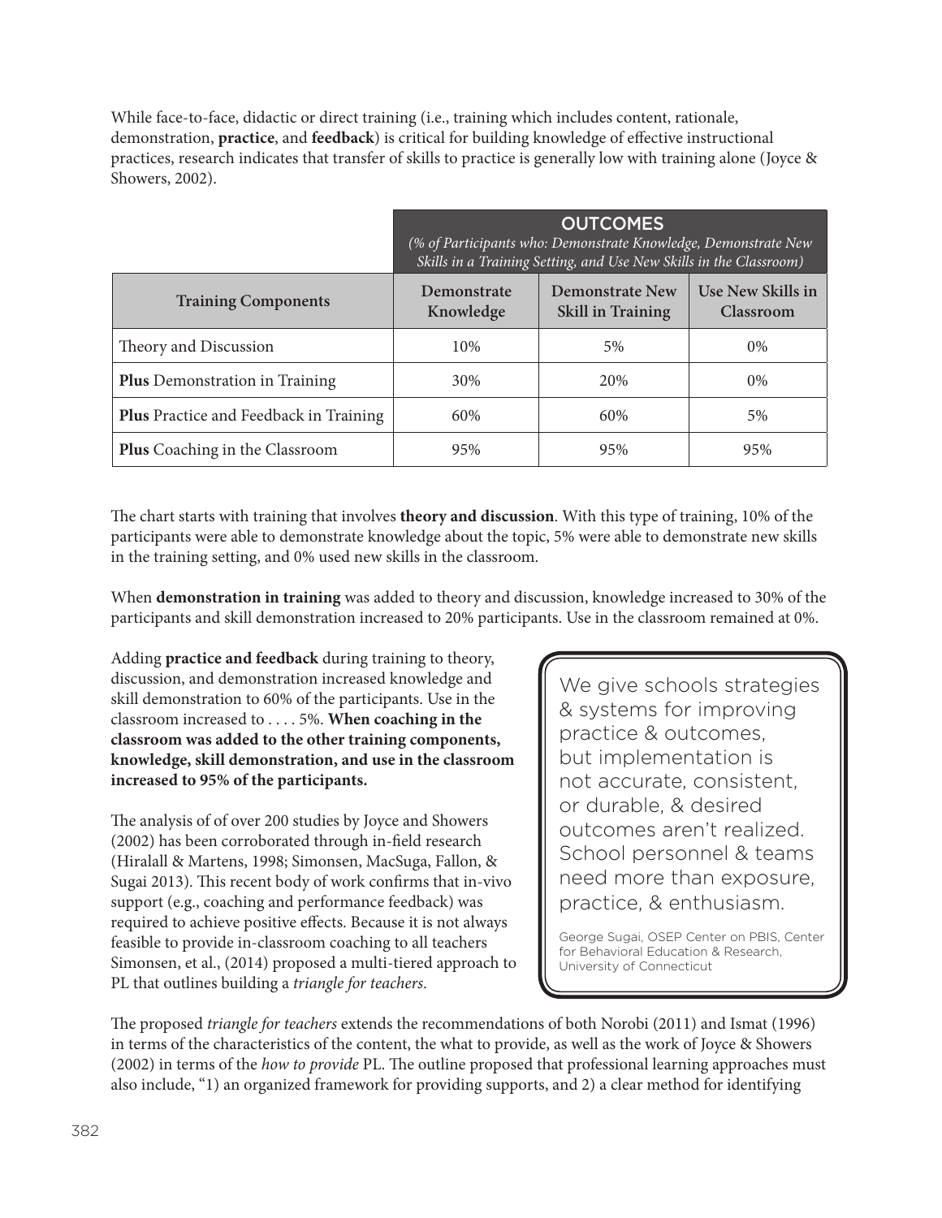While face-to-face, didactic or direct training (i.e., training which includes content, rationale, demonstration, **practice**, and **feedback**) is critical for building knowledge of effective instructional practices, research indicates that transfer of skills to practice is generally low with training alone (Joyce & Showers, 2002).

| | OUTCOMES *(% of Participants who: Demonstrate Knowledge, Demonstrate New Skills in a Training Setting, and Use New Skills in the Classroom)* | | |
|---|---|---|---|
| **Training Components** | **Demonstrate Knowledge** | **Demonstrate New Skill in Training** | **Use New Skills in Classroom** |
| Theory and Discussion | 10% | 5% | 0% |
| **Plus** Demonstration in Training | 30% | 20% | 0% |
| **Plus** Practice and Feedback in Training | 60% | 60% | 5% |
| **Plus** Coaching in the Classroom | 95% | 95% | 95% |

The chart starts with training that involves **theory and discussion**. With this type of training, 10% of the participants were able to demonstrate knowledge about the topic, 5% were able to demonstrate new skills in the training setting, and 0% used new skills in the classroom.

When **demonstration in training** was added to theory and discussion, knowledge increased to 30% of the participants and skill demonstration increased to 20% participants. Use in the classroom remained at 0%.

Adding **practice and feedback** during training to theory, discussion, and demonstration increased knowledge and skill demonstration to 60% of the participants. Use in the classroom increased to . . . . 5%. **When coaching in the classroom was added to the other training components, knowledge, skill demonstration, and use in the classroom increased to 95% of the participants.**

The analysis of of over 200 studies by Joyce and Showers (2002) has been corroborated through in-field research (Hiralall & Martens, 1998; Simonsen, MacSuga, Fallon, & Sugai 2013). This recent body of work confirms that in-vivo support (e.g., coaching and performance feedback) was required to achieve positive effects. Because it is not always feasible to provide in-classroom coaching to all teachers Simonsen, et al., (2014) proposed a multi-tiered approach to PL that outlines building a *triangle for teachers*.

> We give schools strategies & systems for improving practice & outcomes, but implementation is not accurate, consistent, or durable, & desired outcomes aren't realized. School personnel & teams need more than exposure, practice, & enthusiasm.
>
> George Sugai, OSEP Center on PBIS, Center for Behavioral Education & Research, University of Connecticut

The proposed *triangle for teachers* extends the recommendations of both Norobi (2011) and Ismat (1996) in terms of the characteristics of the content, the what to provide, as well as the work of Joyce & Showers (2002) in terms of the *how to provide* PL. The outline proposed that professional learning approaches must also include, "1) an organized framework for providing supports, and 2) a clear method for identifying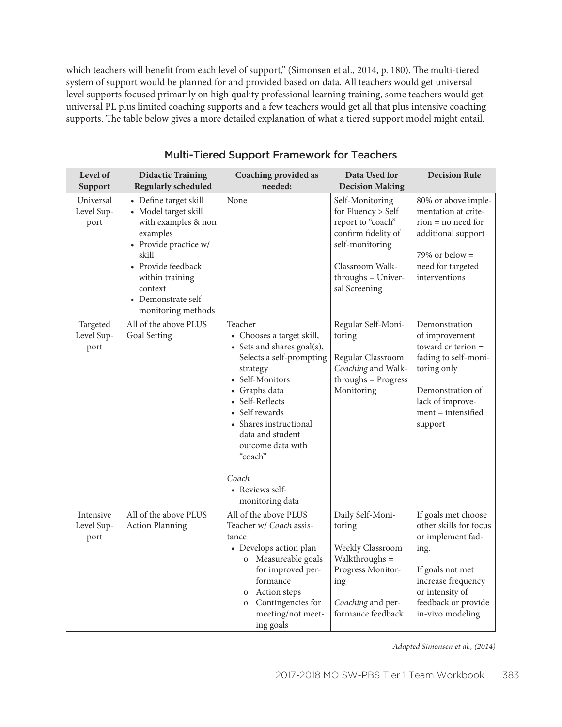which teachers will benefit from each level of support," (Simonsen et al., 2014, p. 180). The multi-tiered system of support would be planned for and provided based on data. All teachers would get universal level supports focused primarily on high quality professional learning training, some teachers would get universal PL plus limited coaching supports and a few teachers would get all that plus intensive coaching supports. The table below gives a more detailed explanation of what a tiered support model might entail.

## Multi-Tiered Support Framework for Teachers

| Level of Support | Didactic Training Regularly scheduled | Coaching provided as needed: | Data Used for Decision Making | Decision Rule |
|---|---|---|---|---|
| Universal Level Support | • Define target skill<br>• Model target skill with examples & non examples<br>• Provide practice w/ skill<br>• Provide feedback within training context<br>• Demonstrate self-monitoring methods | None | Self-Monitoring for Fluency > Self report to "coach" confirm fidelity of self-monitoring<br><br>Classroom Walk-throughs = Universal Screening | 80% or above implementation at criterion = no need for additional support<br><br>79% or below = need for targeted interventions |
| Targeted Level Support | All of the above PLUS Goal Setting | Teacher<br>• Chooses a target skill,<br>• Sets and shares goal(s), Selects a self-prompting strategy<br>• Self-Monitors<br>• Graphs data<br>• Self-Reflects<br>• Self rewards<br>• Shares instructional data and student outcome data with "coach"<br><br>*Coach*<br>• Reviews self-monitoring data | Regular Self-Monitoring<br><br>Regular Classroom *Coaching* and Walk-throughs = Progress Monitoring | Demonstration of improvement toward criterion = fading to self-monitoring only<br><br>Demonstration of lack of improvement = intensified support |
| Intensive Level Support | All of the above PLUS Action Planning | All of the above PLUS Teacher w/ *Coach* assistance<br>• Develops action plan<br>  o Measureable goals for improved performance<br>  o Action steps<br>  o Contingencies for meeting/not meeting goals | Daily Self-Monitoring<br><br>Weekly Classroom Walkthroughs = Progress Monitoring<br><br>*Coaching* and performance feedback | If goals met choose other skills for focus or implement fading.<br><br>If goals not met increase frequency or intensity of feedback or provide in-vivo modeling |

*Adapted Simonsen et al., (2014)*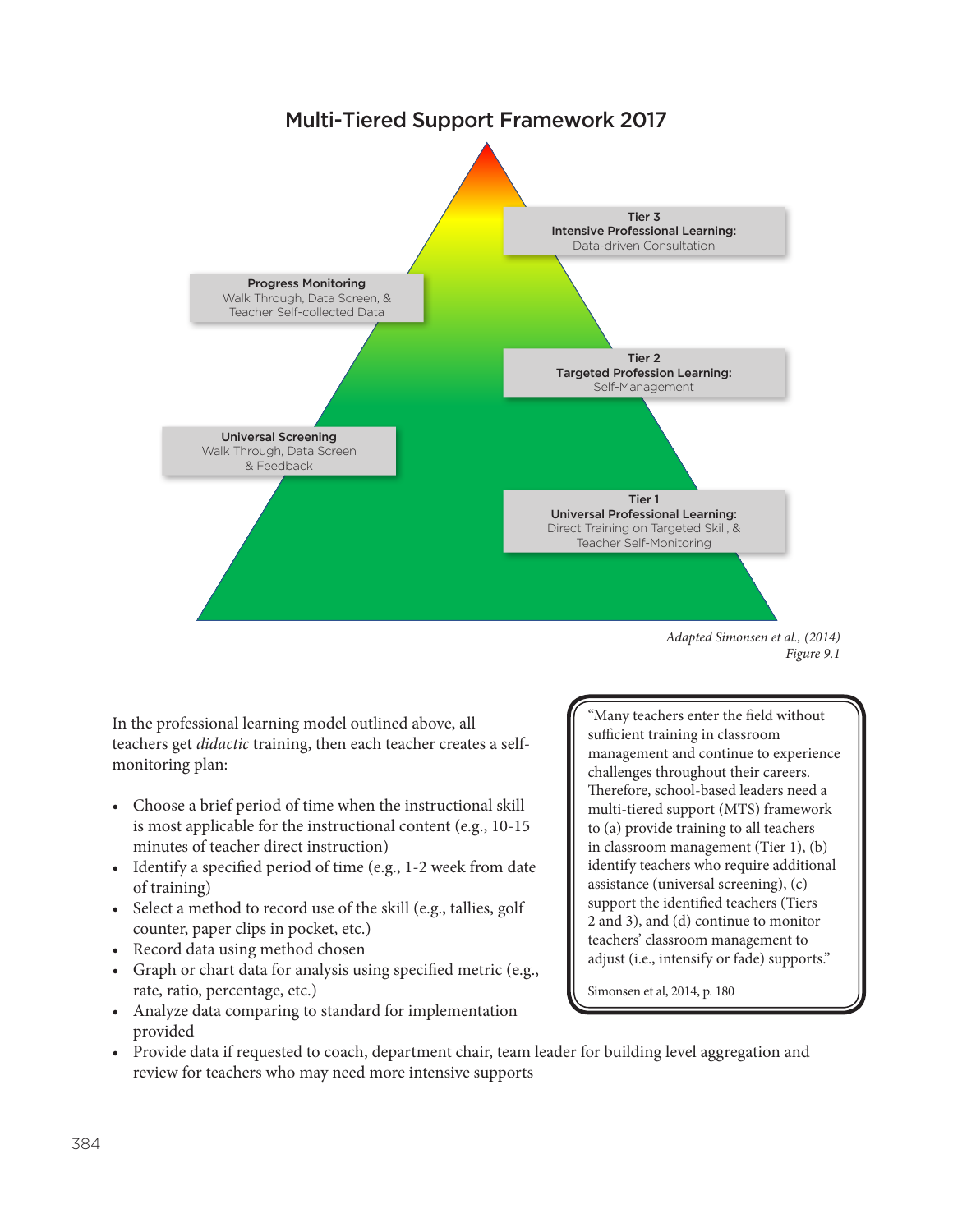## Multi-Tiered Support Framework 2017

**Tier 3**
**Intensive Professional Learning:**
Data-driven Consultation

**Progress Monitoring**
Walk Through, Data Screen, & Teacher Self-collected Data

**Tier 2**
**Targeted Profession Learning:**
Self-Management

**Universal Screening**
Walk Through, Data Screen & Feedback

**Tier 1**
**Universal Professional Learning:**
Direct Training on Targeted Skill, & Teacher Self-Monitoring

*Adapted Simonsen et al., (2014)*
*Figure 9.1*

> "Many teachers enter the field without sufficient training in classroom management and continue to experience challenges throughout their careers. Therefore, school-based leaders need a multi-tiered support (MTS) framework to (a) provide training to all teachers in classroom management (Tier 1), (b) identify teachers who require additional assistance (universal screening), (c) support the identified teachers (Tiers 2 and 3), and (d) continue to monitor teachers' classroom management to adjust (i.e., intensify or fade) supports."
>
> Simonsen et al, 2014, p. 180

In the professional learning model outlined above, all teachers get *didactic* training, then each teacher creates a self-monitoring plan:

- Choose a brief period of time when the instructional skill is most applicable for the instructional content (e.g., 10-15 minutes of teacher direct instruction)
- Identify a specified period of time (e.g., 1-2 week from date of training)
- Select a method to record use of the skill (e.g., tallies, golf counter, paper clips in pocket, etc.)
- Record data using method chosen
- Graph or chart data for analysis using specified metric (e.g., rate, ratio, percentage, etc.)
- Analyze data comparing to standard for implementation provided
- Provide data if requested to coach, department chair, team leader for building level aggregation and review for teachers who may need more intensive supports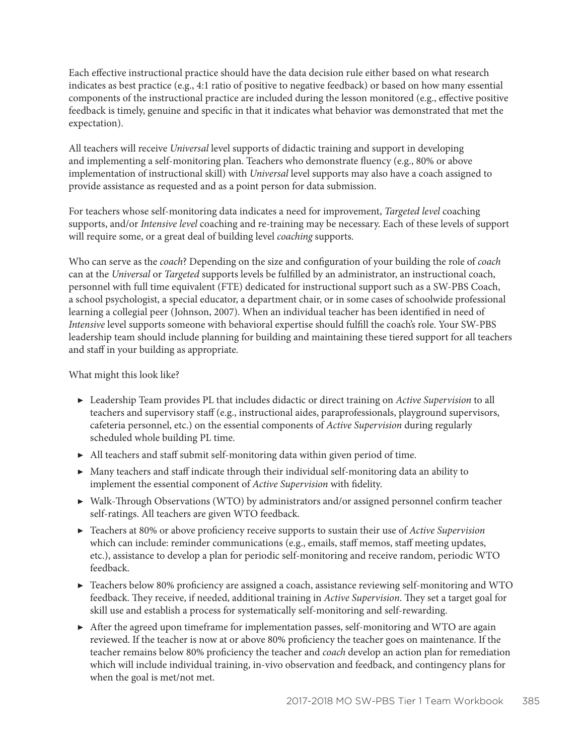Each effective instructional practice should have the data decision rule either based on what research indicates as best practice (e.g., 4:1 ratio of positive to negative feedback) or based on how many essential components of the instructional practice are included during the lesson monitored (e.g., effective positive feedback is timely, genuine and specific in that it indicates what behavior was demonstrated that met the expectation).

All teachers will receive *Universal* level supports of didactic training and support in developing and implementing a self-monitoring plan. Teachers who demonstrate fluency (e.g., 80% or above implementation of instructional skill) with *Universal* level supports may also have a coach assigned to provide assistance as requested and as a point person for data submission.

For teachers whose self-monitoring data indicates a need for improvement, *Targeted level* coaching supports, and/or *Intensive level* coaching and re-training may be necessary. Each of these levels of support will require some, or a great deal of building level *coaching* supports.

Who can serve as the *coach*? Depending on the size and configuration of your building the role of *coach* can at the *Universal* or *Targeted* supports levels be fulfilled by an administrator, an instructional coach, personnel with full time equivalent (FTE) dedicated for instructional support such as a SW-PBS Coach, a school psychologist, a special educator, a department chair, or in some cases of schoolwide professional learning a collegial peer (Johnson, 2007). When an individual teacher has been identified in need of *Intensive* level supports someone with behavioral expertise should fulfill the coach's role. Your SW-PBS leadership team should include planning for building and maintaining these tiered support for all teachers and staff in your building as appropriate.

What might this look like?

- Leadership Team provides PL that includes didactic or direct training on *Active Supervision* to all teachers and supervisory staff (e.g., instructional aides, paraprofessionals, playground supervisors, cafeteria personnel, etc.) on the essential components of *Active Supervision* during regularly scheduled whole building PL time.
- All teachers and staff submit self-monitoring data within given period of time.
- Many teachers and staff indicate through their individual self-monitoring data an ability to implement the essential component of *Active Supervision* with fidelity.
- Walk-Through Observations (WTO) by administrators and/or assigned personnel confirm teacher self-ratings. All teachers are given WTO feedback.
- Teachers at 80% or above proficiency receive supports to sustain their use of *Active Supervision* which can include: reminder communications (e.g., emails, staff memos, staff meeting updates, etc.), assistance to develop a plan for periodic self-monitoring and receive random, periodic WTO feedback.
- Teachers below 80% proficiency are assigned a coach, assistance reviewing self-monitoring and WTO feedback. They receive, if needed, additional training in *Active Supervision*. They set a target goal for skill use and establish a process for systematically self-monitoring and self-rewarding.
- After the agreed upon timeframe for implementation passes, self-monitoring and WTO are again reviewed. If the teacher is now at or above 80% proficiency the teacher goes on maintenance. If the teacher remains below 80% proficiency the teacher and *coach* develop an action plan for remediation which will include individual training, in-vivo observation and feedback, and contingency plans for when the goal is met/not met.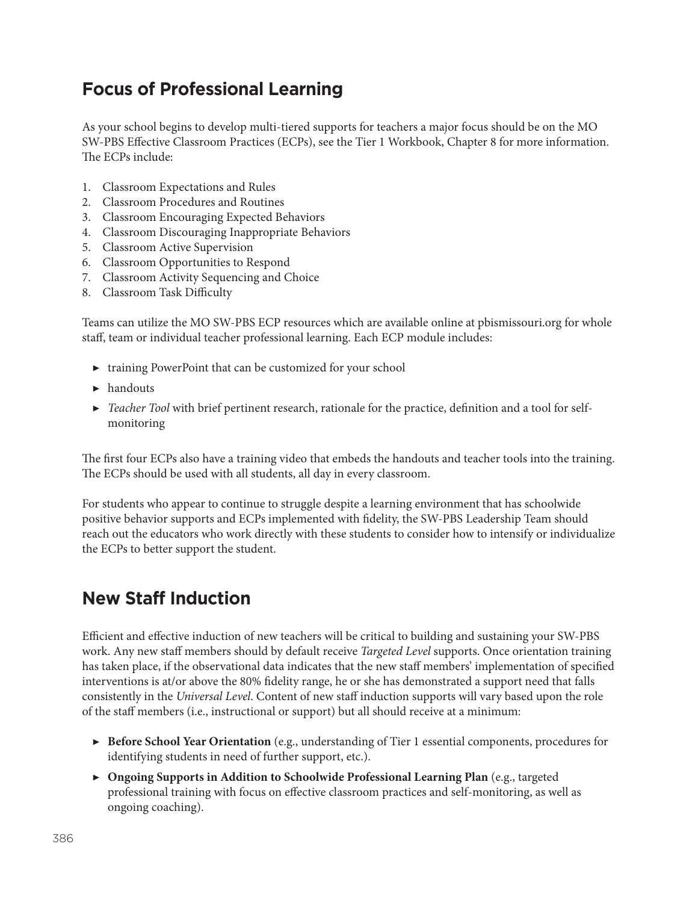## Focus of Professional Learning

As your school begins to develop multi-tiered supports for teachers a major focus should be on the MO SW-PBS Effective Classroom Practices (ECPs), see the Tier 1 Workbook, Chapter 8 for more information. The ECPs include:

1. Classroom Expectations and Rules
2. Classroom Procedures and Routines
3. Classroom Encouraging Expected Behaviors
4. Classroom Discouraging Inappropriate Behaviors
5. Classroom Active Supervision
6. Classroom Opportunities to Respond
7. Classroom Activity Sequencing and Choice
8. Classroom Task Difficulty

Teams can utilize the MO SW-PBS ECP resources which are available online at pbismissouri.org for whole staff, team or individual teacher professional learning. Each ECP module includes:

- training PowerPoint that can be customized for your school
- handouts
- *Teacher Tool* with brief pertinent research, rationale for the practice, definition and a tool for self-monitoring

The first four ECPs also have a training video that embeds the handouts and teacher tools into the training. The ECPs should be used with all students, all day in every classroom.

For students who appear to continue to struggle despite a learning environment that has schoolwide positive behavior supports and ECPs implemented with fidelity, the SW-PBS Leadership Team should reach out the educators who work directly with these students to consider how to intensify or individualize the ECPs to better support the student.

## New Staff Induction

Efficient and effective induction of new teachers will be critical to building and sustaining your SW-PBS work. Any new staff members should by default receive *Targeted Level* supports. Once orientation training has taken place, if the observational data indicates that the new staff members' implementation of specified interventions is at/or above the 80% fidelity range, he or she has demonstrated a support need that falls consistently in the *Universal Level*. Content of new staff induction supports will vary based upon the role of the staff members (i.e., instructional or support) but all should receive at a minimum:

- **Before School Year Orientation** (e.g., understanding of Tier 1 essential components, procedures for identifying students in need of further support, etc.).
- **Ongoing Supports in Addition to Schoolwide Professional Learning Plan** (e.g., targeted professional training with focus on effective classroom practices and self-monitoring, as well as ongoing coaching).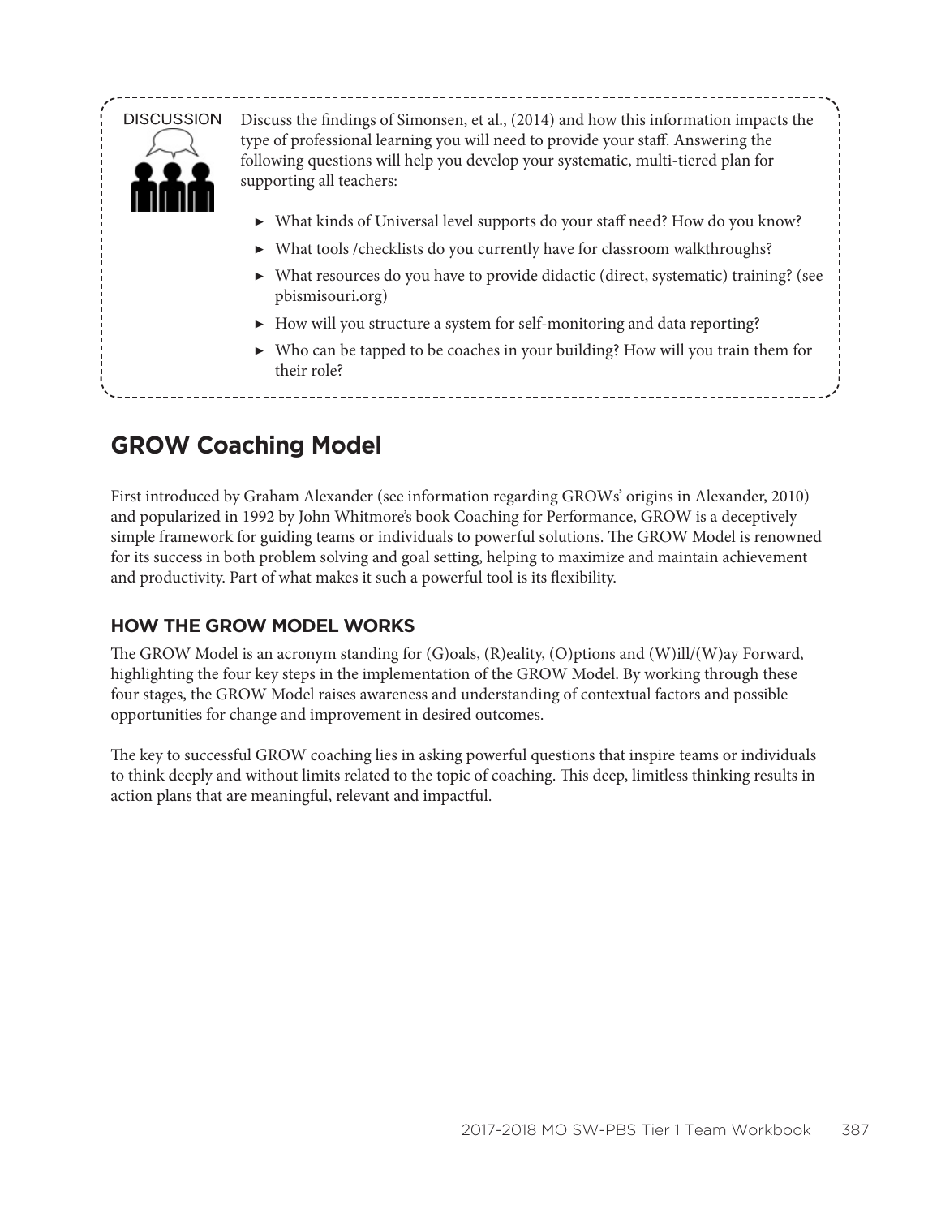DISCUSSION

Discuss the findings of Simonsen, et al., (2014) and how this information impacts the type of professional learning you will need to provide your staff. Answering the following questions will help you develop your systematic, multi-tiered plan for supporting all teachers:

- What kinds of Universal level supports do your staff need? How do you know?
- What tools /checklists do you currently have for classroom walkthroughs?
- What resources do you have to provide didactic (direct, systematic) training? (see pbismisouri.org)
- How will you structure a system for self-monitoring and data reporting?
- Who can be tapped to be coaches in your building? How will you train them for their role?

## GROW Coaching Model

First introduced by Graham Alexander (see information regarding GROWs' origins in Alexander, 2010) and popularized in 1992 by John Whitmore's book Coaching for Performance, GROW is a deceptively simple framework for guiding teams or individuals to powerful solutions. The GROW Model is renowned for its success in both problem solving and goal setting, helping to maximize and maintain achievement and productivity. Part of what makes it such a powerful tool is its flexibility.

### HOW THE GROW MODEL WORKS

The GROW Model is an acronym standing for (G)oals, (R)eality, (O)ptions and (W)ill/(W)ay Forward, highlighting the four key steps in the implementation of the GROW Model. By working through these four stages, the GROW Model raises awareness and understanding of contextual factors and possible opportunities for change and improvement in desired outcomes.

The key to successful GROW coaching lies in asking powerful questions that inspire teams or individuals to think deeply and without limits related to the topic of coaching. This deep, limitless thinking results in action plans that are meaningful, relevant and impactful.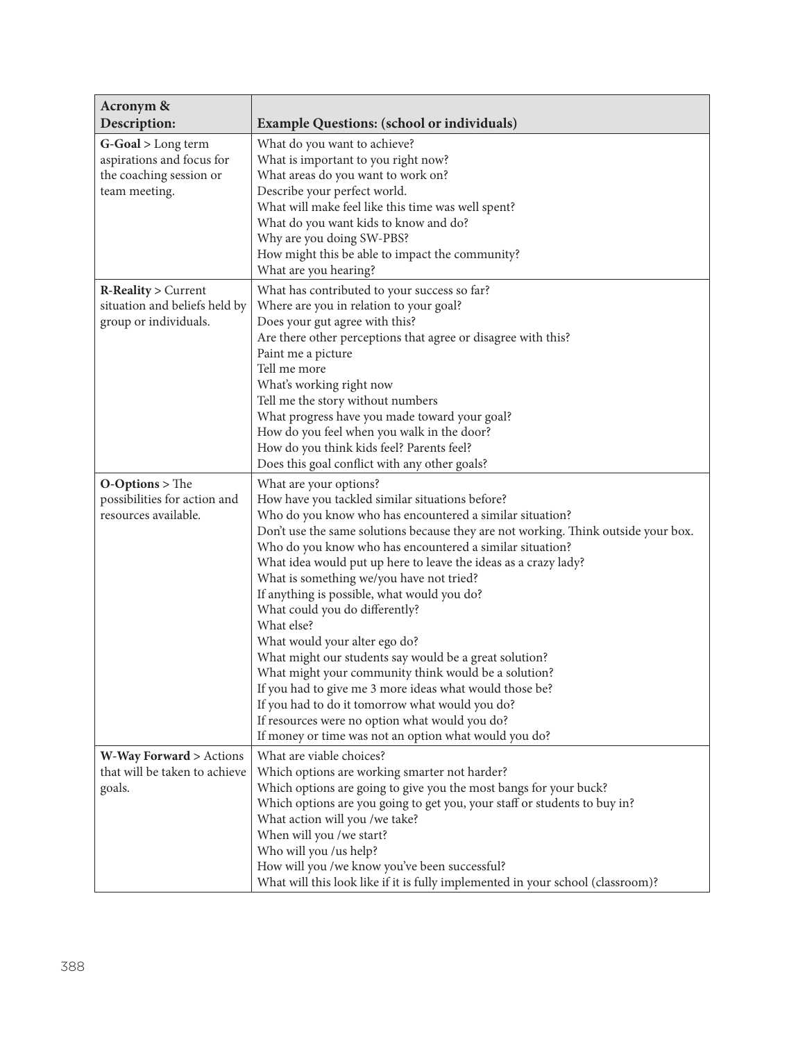| Acronym & Description: | Example Questions: (school or individuals) |
|---|---|
| **G-Goal** > Long term aspirations and focus for the coaching session or team meeting. | What do you want to achieve?<br>What is important to you right now?<br>What areas do you want to work on?<br>Describe your perfect world.<br>What will make feel like this time was well spent?<br>What do you want kids to know and do?<br>Why are you doing SW-PBS?<br>How might this be able to impact the community?<br>What are you hearing? |
| **R-Reality** > Current situation and beliefs held by group or individuals. | What has contributed to your success so far?<br>Where are you in relation to your goal?<br>Does your gut agree with this?<br>Are there other perceptions that agree or disagree with this?<br>Paint me a picture<br>Tell me more<br>What's working right now<br>Tell me the story without numbers<br>What progress have you made toward your goal?<br>How do you feel when you walk in the door?<br>How do you think kids feel? Parents feel?<br>Does this goal conflict with any other goals? |
| **O-Options** > The possibilities for action and resources available. | What are your options?<br>How have you tackled similar situations before?<br>Who do you know who has encountered a similar situation?<br>Don't use the same solutions because they are not working. Think outside your box.<br>Who do you know who has encountered a similar situation?<br>What idea would put up here to leave the ideas as a crazy lady?<br>What is something we/you have not tried?<br>If anything is possible, what would you do?<br>What could you do differently?<br>What else?<br>What would your alter ego do?<br>What might our students say would be a great solution?<br>What might your community think would be a solution?<br>If you had to give me 3 more ideas what would those be?<br>If you had to do it tomorrow what would you do?<br>If resources were no option what would you do?<br>If money or time was not an option what would you do? |
| **W-Way Forward** > Actions that will be taken to achieve goals. | What are viable choices?<br>Which options are working smarter not harder?<br>Which options are going to give you the most bangs for your buck?<br>Which options are you going to get you, your staff or students to buy in?<br>What action will you /we take?<br>When will you /we start?<br>Who will you /us help?<br>How will you /we know you've been successful?<br>What will this look like if it is fully implemented in your school (classroom)? |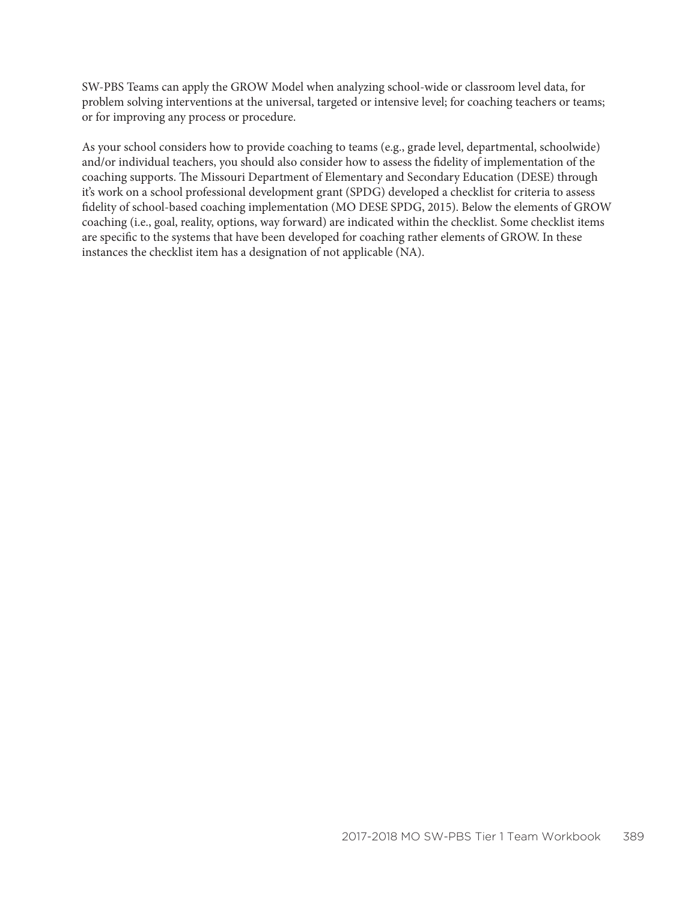SW-PBS Teams can apply the GROW Model when analyzing school-wide or classroom level data, for problem solving interventions at the universal, targeted or intensive level; for coaching teachers or teams; or for improving any process or procedure.

As your school considers how to provide coaching to teams (e.g., grade level, departmental, schoolwide) and/or individual teachers, you should also consider how to assess the fidelity of implementation of the coaching supports. The Missouri Department of Elementary and Secondary Education (DESE) through it's work on a school professional development grant (SPDG) developed a checklist for criteria to assess fidelity of school-based coaching implementation (MO DESE SPDG, 2015). Below the elements of GROW coaching (i.e., goal, reality, options, way forward) are indicated within the checklist. Some checklist items are specific to the systems that have been developed for coaching rather elements of GROW. In these instances the checklist item has a designation of not applicable (NA).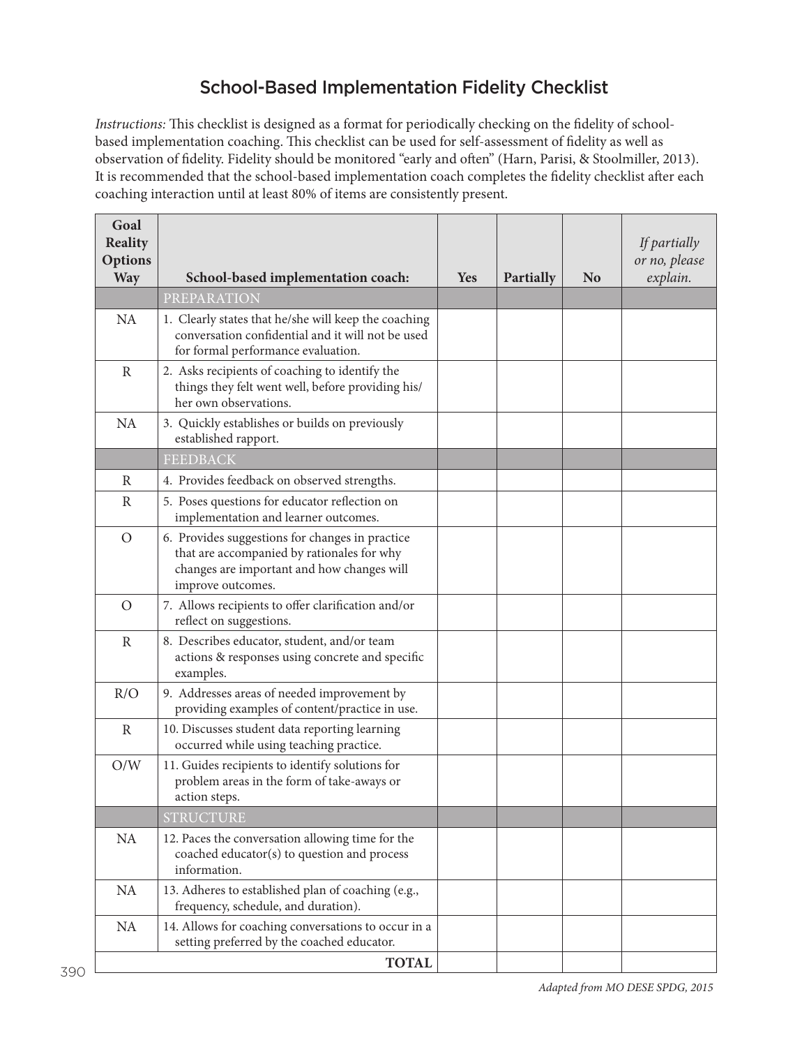# School-Based Implementation Fidelity Checklist

*Instructions:* This checklist is designed as a format for periodically checking on the fidelity of school-based implementation coaching. This checklist can be used for self-assessment of fidelity as well as observation of fidelity. Fidelity should be monitored "early and often" (Harn, Parisi, & Stoolmiller, 2013). It is recommended that the school-based implementation coach completes the fidelity checklist after each coaching interaction until at least 80% of items are consistently present.

| Goal Reality Options Way | School-based implementation coach: | Yes | Partially | No | *If partially or no, please explain.* |
|---|---|---|---|---|---|
| | PREPARATION | | | | |
| NA | 1. Clearly states that he/she will keep the coaching conversation confidential and it will not be used for formal performance evaluation. | | | | |
| R | 2. Asks recipients of coaching to identify the things they felt went well, before providing his/her own observations. | | | | |
| NA | 3. Quickly establishes or builds on previously established rapport. | | | | |
| | FEEDBACK | | | | |
| R | 4. Provides feedback on observed strengths. | | | | |
| R | 5. Poses questions for educator reflection on implementation and learner outcomes. | | | | |
| O | 6. Provides suggestions for changes in practice that are accompanied by rationales for why changes are important and how changes will improve outcomes. | | | | |
| O | 7. Allows recipients to offer clarification and/or reflect on suggestions. | | | | |
| R | 8. Describes educator, student, and/or team actions & responses using concrete and specific examples. | | | | |
| R/O | 9. Addresses areas of needed improvement by providing examples of content/practice in use. | | | | |
| R | 10. Discusses student data reporting learning occurred while using teaching practice. | | | | |
| O/W | 11. Guides recipients to identify solutions for problem areas in the form of take-aways or action steps. | | | | |
| | STRUCTURE | | | | |
| NA | 12. Paces the conversation allowing time for the coached educator(s) to question and process information. | | | | |
| NA | 13. Adheres to established plan of coaching (e.g., frequency, schedule, and duration). | | | | |
| NA | 14. Allows for coaching conversations to occur in a setting preferred by the coached educator. | | | | |
| | **TOTAL** | | | | |

*Adapted from MO DESE SPDG, 2015*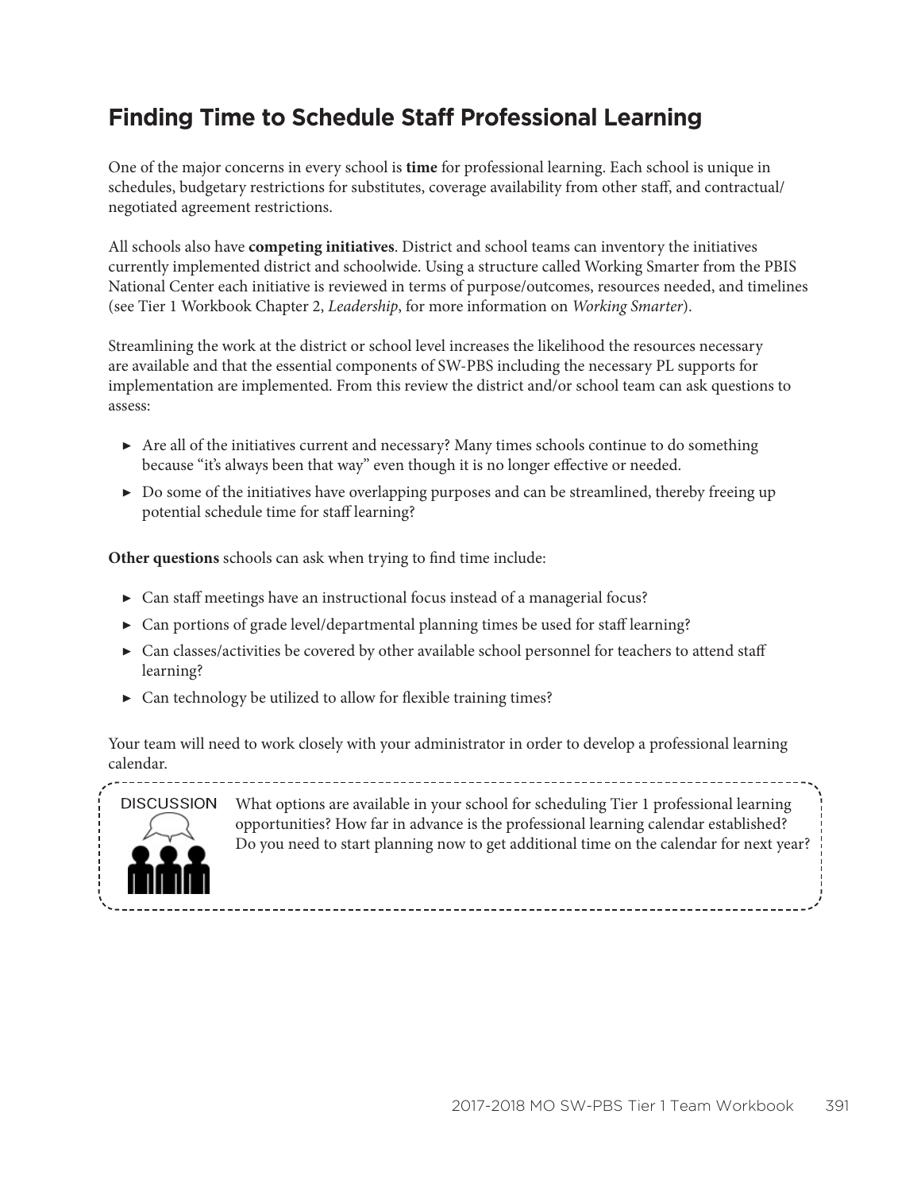## Finding Time to Schedule Staff Professional Learning

One of the major concerns in every school is **time** for professional learning. Each school is unique in schedules, budgetary restrictions for substitutes, coverage availability from other staff, and contractual/negotiated agreement restrictions.

All schools also have **competing initiatives**. District and school teams can inventory the initiatives currently implemented district and schoolwide. Using a structure called Working Smarter from the PBIS National Center each initiative is reviewed in terms of purpose/outcomes, resources needed, and timelines (see Tier 1 Workbook Chapter 2, *Leadership*, for more information on *Working Smarter*).

Streamlining the work at the district or school level increases the likelihood the resources necessary are available and that the essential components of SW-PBS including the necessary PL supports for implementation are implemented. From this review the district and/or school team can ask questions to assess:

- Are all of the initiatives current and necessary? Many times schools continue to do something because "it's always been that way" even though it is no longer effective or needed.
- Do some of the initiatives have overlapping purposes and can be streamlined, thereby freeing up potential schedule time for staff learning?

**Other questions** schools can ask when trying to find time include:

- Can staff meetings have an instructional focus instead of a managerial focus?
- Can portions of grade level/departmental planning times be used for staff learning?
- Can classes/activities be covered by other available school personnel for teachers to attend staff learning?
- Can technology be utilized to allow for flexible training times?

Your team will need to work closely with your administrator in order to develop a professional learning calendar.

DISCUSSION

What options are available in your school for scheduling Tier 1 professional learning opportunities? How far in advance is the professional learning calendar established? Do you need to start planning now to get additional time on the calendar for next year?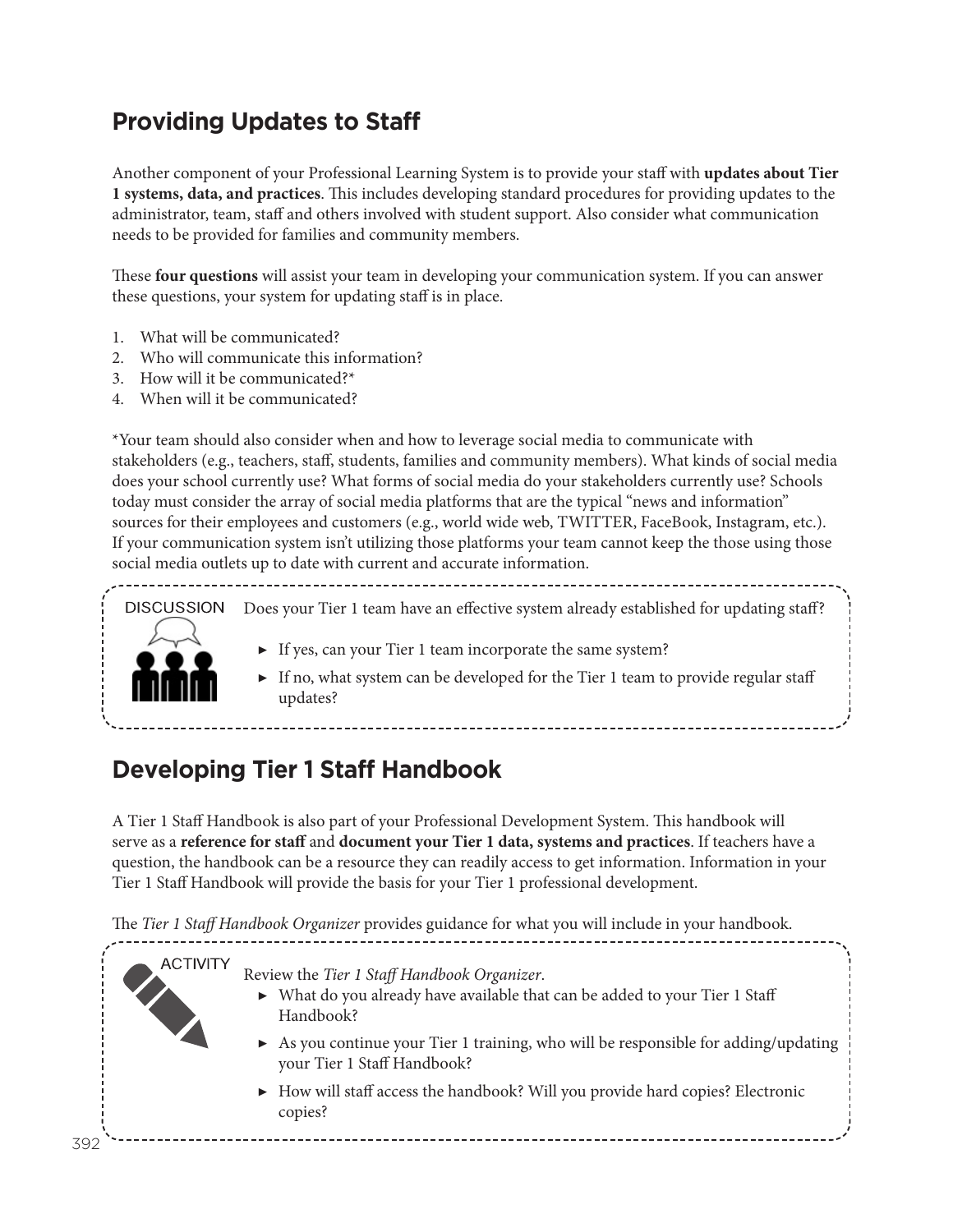## Providing Updates to Staff

Another component of your Professional Learning System is to provide your staff with **updates about Tier 1 systems, data, and practices**. This includes developing standard procedures for providing updates to the administrator, team, staff and others involved with student support. Also consider what communication needs to be provided for families and community members.

These **four questions** will assist your team in developing your communication system. If you can answer these questions, your system for updating staff is in place.

1. What will be communicated?
2. Who will communicate this information?
3. How will it be communicated?*
4. When will it be communicated?

*Your team should also consider when and how to leverage social media to communicate with stakeholders (e.g., teachers, staff, students, families and community members). What kinds of social media does your school currently use? What forms of social media do your stakeholders currently use? Schools today must consider the array of social media platforms that are the typical "news and information" sources for their employees and customers (e.g., world wide web, TWITTER, FaceBook, Instagram, etc.). If your communication system isn't utilizing those platforms your team cannot keep the those using those social media outlets up to date with current and accurate information.

DISCUSSION

Does your Tier 1 team have an effective system already established for updating staff?

- If yes, can your Tier 1 team incorporate the same system?
- If no, what system can be developed for the Tier 1 team to provide regular staff updates?

## Developing Tier 1 Staff Handbook

A Tier 1 Staff Handbook is also part of your Professional Development System. This handbook will serve as a **reference for staff** and **document your Tier 1 data, systems and practices**. If teachers have a question, the handbook can be a resource they can readily access to get information. Information in your Tier 1 Staff Handbook will provide the basis for your Tier 1 professional development.

The *Tier 1 Staff Handbook Organizer* provides guidance for what you will include in your handbook.

ACTIVITY

Review the *Tier 1 Staff Handbook Organizer*.

- What do you already have available that can be added to your Tier 1 Staff Handbook?
- As you continue your Tier 1 training, who will be responsible for adding/updating your Tier 1 Staff Handbook?
- How will staff access the handbook? Will you provide hard copies? Electronic copies?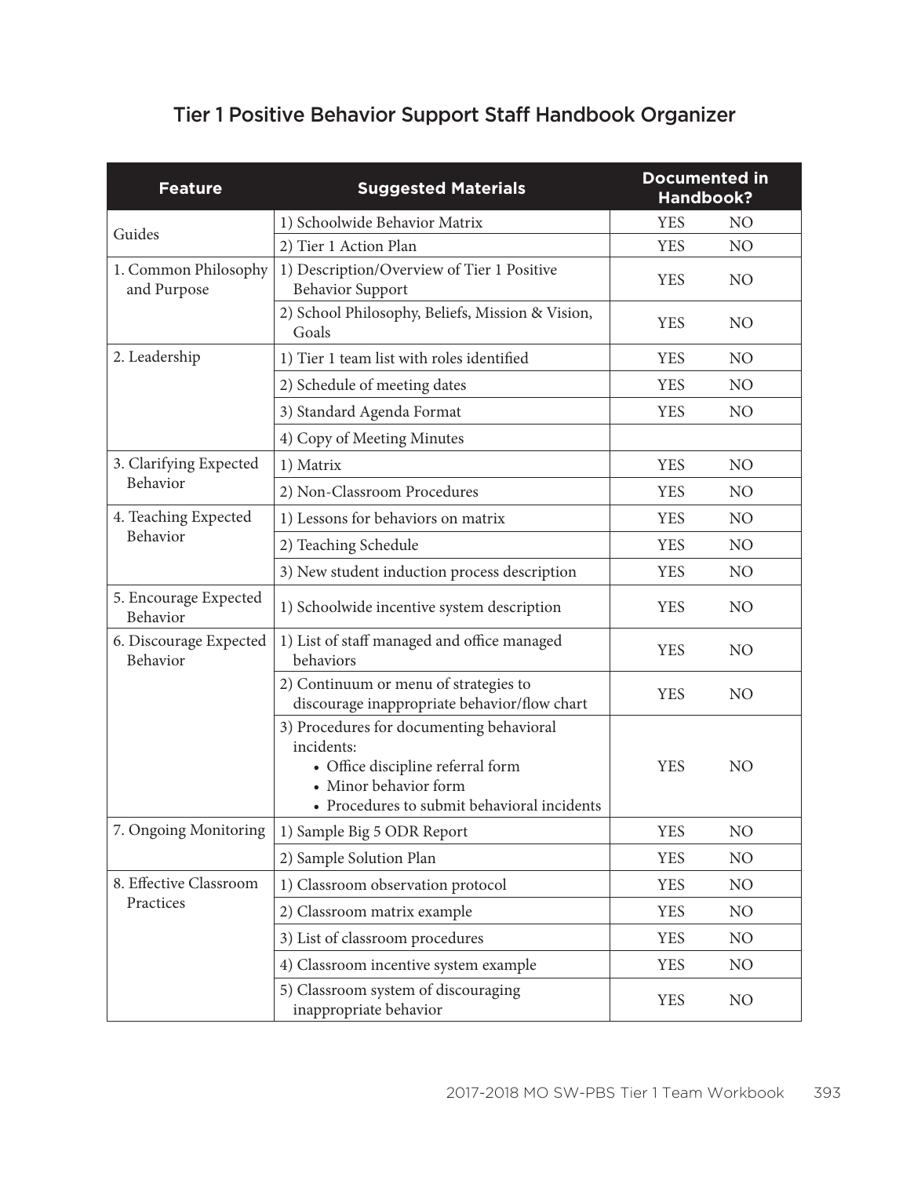## Tier 1 Positive Behavior Support Staff Handbook Organizer

| Feature | Suggested Materials | Documented in Handbook? |
|---|---|---|
| Guides | 1) Schoolwide Behavior Matrix | YES NO |
| | 2) Tier 1 Action Plan | YES NO |
| 1. Common Philosophy and Purpose | 1) Description/Overview of Tier 1 Positive Behavior Support | YES NO |
| | 2) School Philosophy, Beliefs, Mission & Vision, Goals | YES NO |
| 2. Leadership | 1) Tier 1 team list with roles identified | YES NO |
| | 2) Schedule of meeting dates | YES NO |
| | 3) Standard Agenda Format | YES NO |
| | 4) Copy of Meeting Minutes | |
| 3. Clarifying Expected Behavior | 1) Matrix | YES NO |
| | 2) Non-Classroom Procedures | YES NO |
| 4. Teaching Expected Behavior | 1) Lessons for behaviors on matrix | YES NO |
| | 2) Teaching Schedule | YES NO |
| | 3) New student induction process description | YES NO |
| 5. Encourage Expected Behavior | 1) Schoolwide incentive system description | YES NO |
| 6. Discourage Expected Behavior | 1) List of staff managed and office managed behaviors | YES NO |
| | 2) Continuum or menu of strategies to discourage inappropriate behavior/flow chart | YES NO |
| | 3) Procedures for documenting behavioral incidents: • Office discipline referral form • Minor behavior form • Procedures to submit behavioral incidents | YES NO |
| 7. Ongoing Monitoring | 1) Sample Big 5 ODR Report | YES NO |
| | 2) Sample Solution Plan | YES NO |
| 8. Effective Classroom Practices | 1) Classroom observation protocol | YES NO |
| | 2) Classroom matrix example | YES NO |
| | 3) List of classroom procedures | YES NO |
| | 4) Classroom incentive system example | YES NO |
| | 5) Classroom system of discouraging inappropriate behavior | YES NO |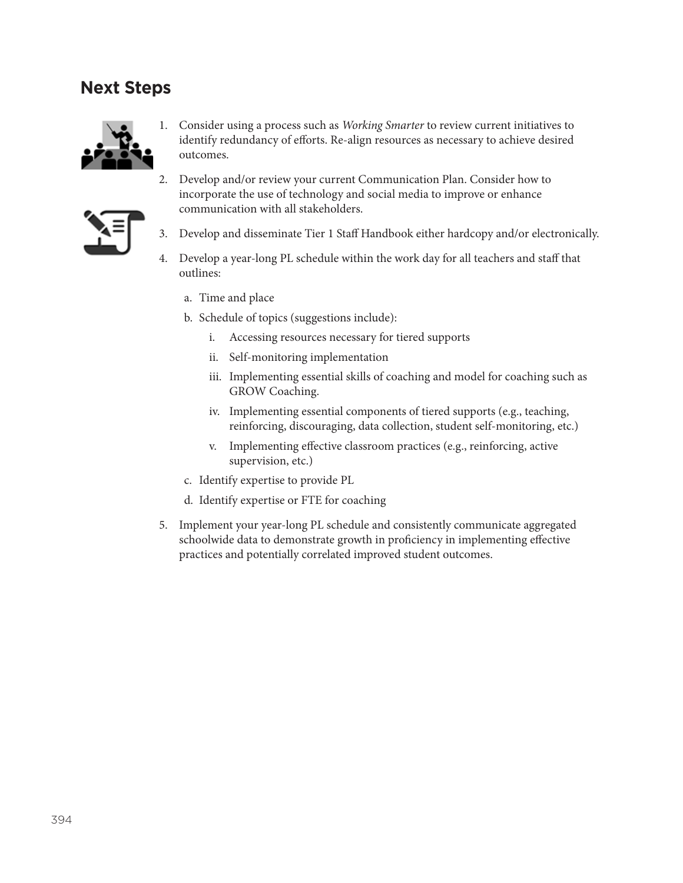## Next Steps

1. Consider using a process such as *Working Smarter* to review current initiatives to identify redundancy of efforts. Re-align resources as necessary to achieve desired outcomes.
2. Develop and/or review your current Communication Plan. Consider how to incorporate the use of technology and social media to improve or enhance communication with all stakeholders.
3. Develop and disseminate Tier 1 Staff Handbook either hardcopy and/or electronically.
4. Develop a year-long PL schedule within the work day for all teachers and staff that outlines:
   a. Time and place
   b. Schedule of topics (suggestions include):
      i. Accessing resources necessary for tiered supports
      ii. Self-monitoring implementation
      iii. Implementing essential skills of coaching and model for coaching such as GROW Coaching.
      iv. Implementing essential components of tiered supports (e.g., teaching, reinforcing, discouraging, data collection, student self-monitoring, etc.)
      v. Implementing effective classroom practices (e.g., reinforcing, active supervision, etc.)
   c. Identify expertise to provide PL
   d. Identify expertise or FTE for coaching
5. Implement your year-long PL schedule and consistently communicate aggregated schoolwide data to demonstrate growth in proficiency in implementing effective practices and potentially correlated improved student outcomes.